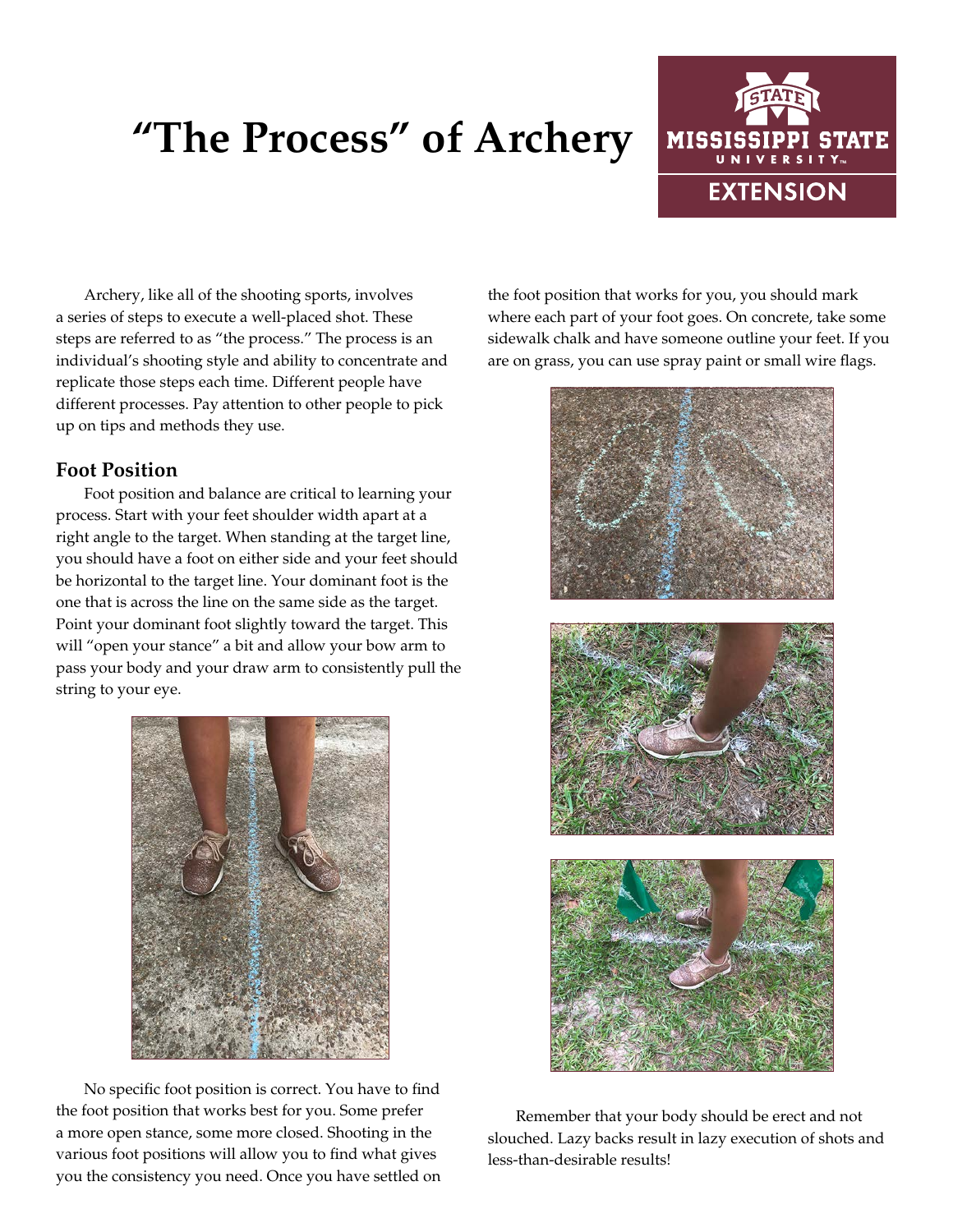# "The Process" of Archery

Archery, like all of the shooting sports, involves a series of steps to execute a well-placed shot. These steps are referred to as "the process." The process is an individual's shooting style and ability to concentrate and replicate those steps each time. Different people have different processes. Pay attention to other people to pick up on tips and methods they use.

## Foot Position

Foot position and balance are critical to learning your process. Start with your feet shoulder width apart at a right angle to the target. When standing at the target line, you should have a foot on either side and your feet should be horizontal to the target line. Your dominant foot is the one that is across the line on the same side as the target. Point your dominant foot slightly toward the target. This will "open your stance" a bit and allow your bow arm to pass your body and your draw arm to consistently pull the string to your eye.

No specific foot position is correct. You have to find the foot position that works best for you. Some prefer a more open stance, some more closed. Shooting in the various foot positions will allow you to find what gives you the consistency you need. Once you have settled on the foot position that works for you, you should mark where each part of your foot goes. On concrete, take some sidewalk chalk and have someone outline your feet. If you are on grass, you can use spray paint or small wire flags.

Remember that your body should be erect and not slouched. Lazy backs result in lazy execution of shots and less-than-desirable results!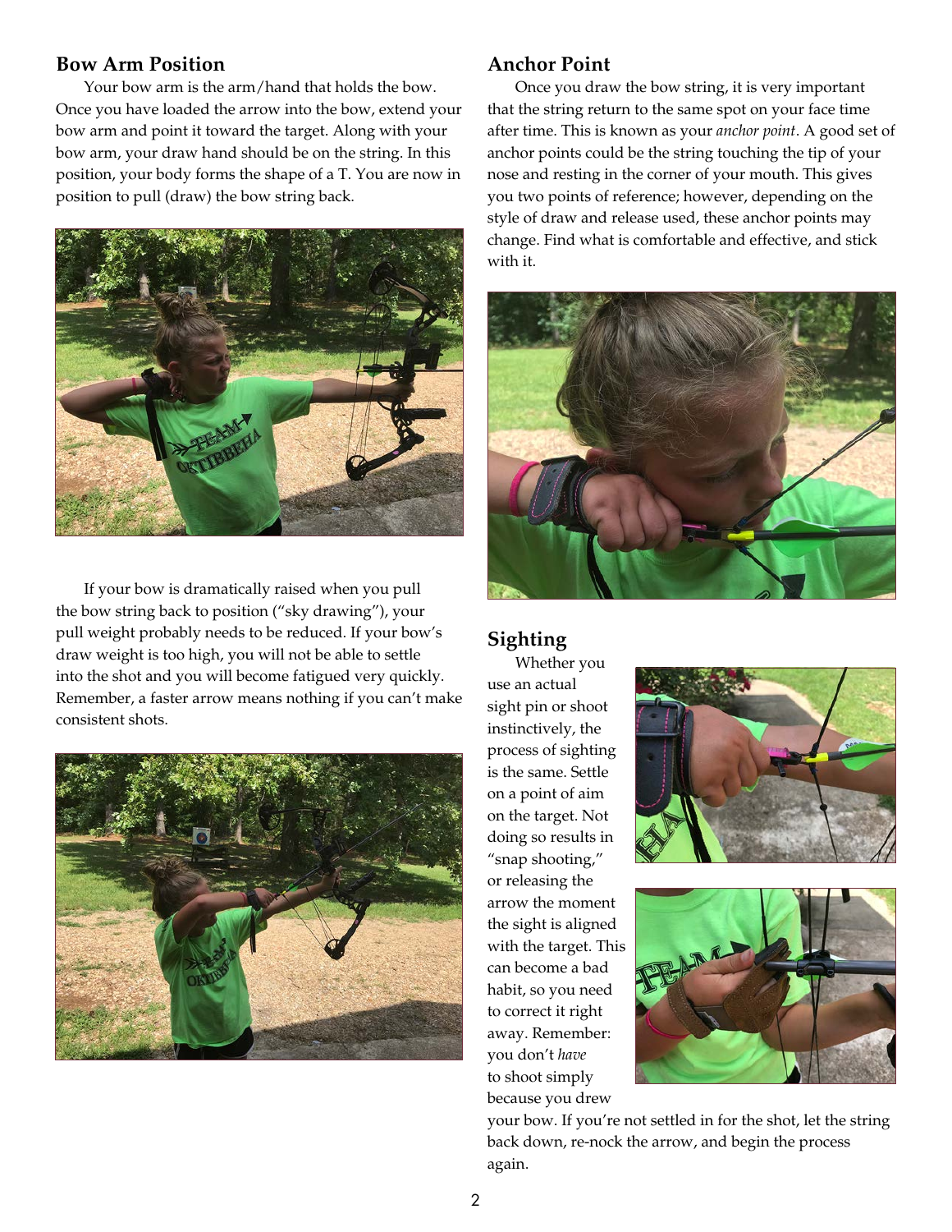## Bow Arm Position

Your bow arm is the arm/hand that holds the bow. Once you have loaded the arrow into the bow, extend your bow arm and point it toward the target. Along with your bow arm, your draw hand should be on the string. In this position, your body forms the shape of a T. You are now in position to pull (draw) the bow string back.

If your bow is dramatically raised when you pull the bow string back to position ("sky drawing"), your pull weight probably needs to be reduced. If your bow's draw weight is too high, you will not be able to settle into the shot and you will become fatigued very quickly. Remember, a faster arrow means nothing if you can't make consistent shots.

## Anchor Point

Once you draw the bow string, it is very important that the string return to the same spot on your face time after time. This is known as your *anchor point*. A good set of anchor points could be the string touching the tip of your nose and resting in the corner of your mouth. This gives you two points of reference; however, depending on the style of draw and release used, these anchor points may change. Find what is comfortable and effective, and stick with it.

## Sighting

Whether you use an actual sight pin or shoot instinctively, the process of sighting is the same. Settle on a point of aim on the target. Not doing so results in "snap shooting," or releasing the arrow the moment the sight is aligned with the target. This can become a bad habit, so you need to correct it right away. Remember: you don't *have* to shoot simply because you drew your bow. If you're not settled in for the shot, let the string back down, re-nock the arrow, and begin the process again.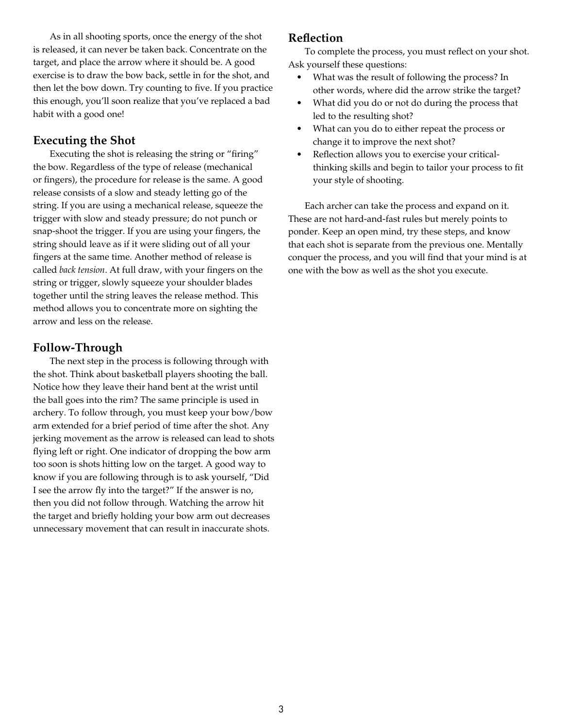As in all shooting sports, once the energy of the shot is released, it can never be taken back. Concentrate on the target, and place the arrow where it should be. A good exercise is to draw the bow back, settle in for the shot, and then let the bow down. Try counting to five. If you practice this enough, you'll soon realize that you've replaced a bad habit with a good one!

## Executing the Shot

Executing the shot is releasing the string or "firing" the bow. Regardless of the type of release (mechanical or fingers), the procedure for release is the same. A good release consists of a slow and steady letting go of the string. If you are using a mechanical release, squeeze the trigger with slow and steady pressure; do not punch or snap-shoot the trigger. If you are using your fingers, the string should leave as if it were sliding out of all your fingers at the same time. Another method of release is called *back tension*. At full draw, with your fingers on the string or trigger, slowly squeeze your shoulder blades together until the string leaves the release method. This method allows you to concentrate more on sighting the arrow and less on the release.

## Follow-Through

The next step in the process is following through with the shot. Think about basketball players shooting the ball. Notice how they leave their hand bent at the wrist until the ball goes into the rim? The same principle is used in archery. To follow through, you must keep your bow/bow arm extended for a brief period of time after the shot. Any jerking movement as the arrow is released can lead to shots flying left or right. One indicator of dropping the bow arm too soon is shots hitting low on the target. A good way to know if you are following through is to ask yourself, "Did I see the arrow fly into the target?" If the answer is no, then you did not follow through. Watching the arrow hit the target and briefly holding your bow arm out decreases unnecessary movement that can result in inaccurate shots.

## Reflection

To complete the process, you must reflect on your shot. Ask yourself these questions:

- What was the result of following the process? In other words, where did the arrow strike the target?
- What did you do or not do during the process that led to the resulting shot?
- What can you do to either repeat the process or change it to improve the next shot?
- Reflection allows you to exercise your critical-thinking skills and begin to tailor your process to fit your style of shooting.

Each archer can take the process and expand on it. These are not hard-and-fast rules but merely points to ponder. Keep an open mind, try these steps, and know that each shot is separate from the previous one. Mentally conquer the process, and you will find that your mind is at one with the bow as well as the shot you execute.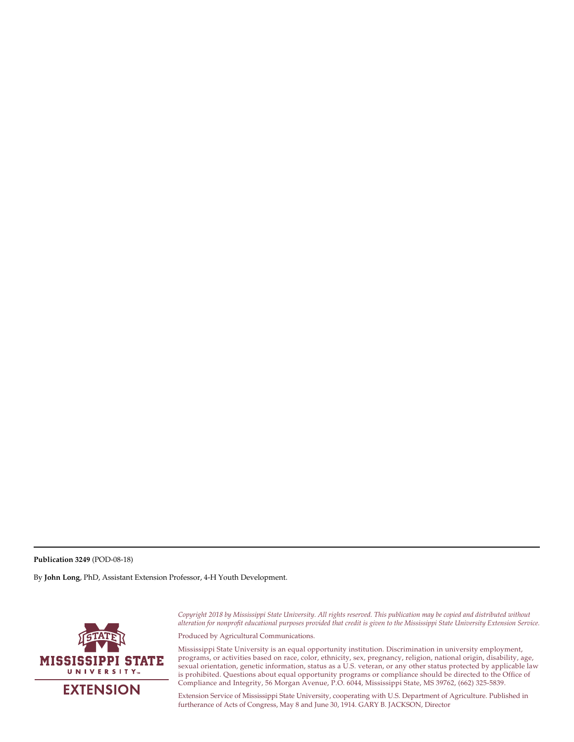**Publication 3249** (POD-08-18)

By **John Long**, PhD, Assistant Extension Professor, 4-H Youth Development.

MISSISSIPPI STATE UNIVERSITY™ EXTENSION

*Copyright 2018 by Mississippi State University. All rights reserved. This publication may be copied and distributed without alteration for nonprofit educational purposes provided that credit is given to the Mississippi State University Extension Service.*

Produced by Agricultural Communications.

Mississippi State University is an equal opportunity institution. Discrimination in university employment, programs, or activities based on race, color, ethnicity, sex, pregnancy, religion, national origin, disability, age, sexual orientation, genetic information, status as a U.S. veteran, or any other status protected by applicable law is prohibited. Questions about equal opportunity programs or compliance should be directed to the Office of Compliance and Integrity, 56 Morgan Avenue, P.O. 6044, Mississippi State, MS 39762, (662) 325-5839.

Extension Service of Mississippi State University, cooperating with U.S. Department of Agriculture. Published in furtherance of Acts of Congress, May 8 and June 30, 1914. GARY B. JACKSON, Director